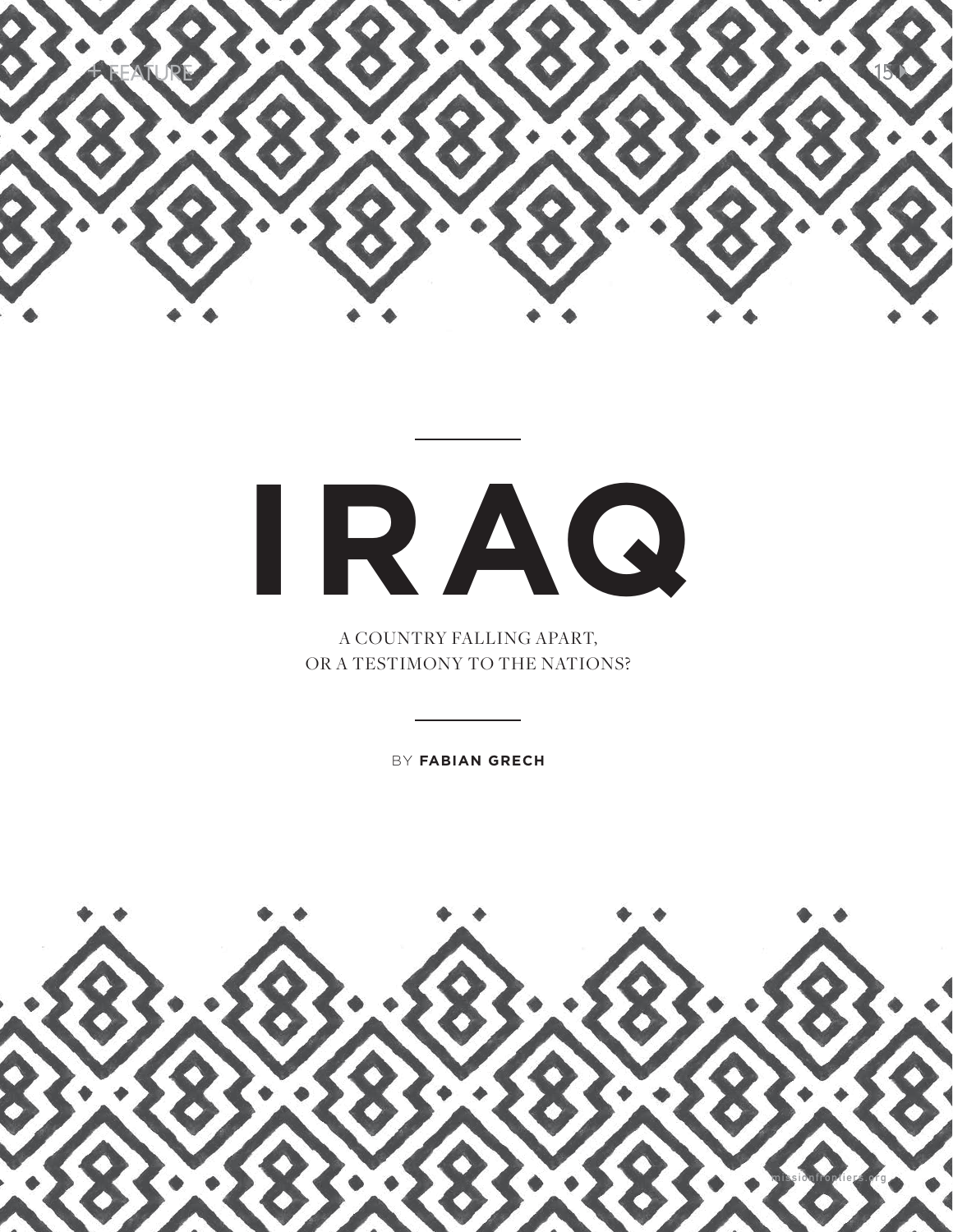# IRAQ

A COUNTRY FALLING APART,
OR A TESTIMONY TO THE NATIONS?

BY **FABIAN GRECH**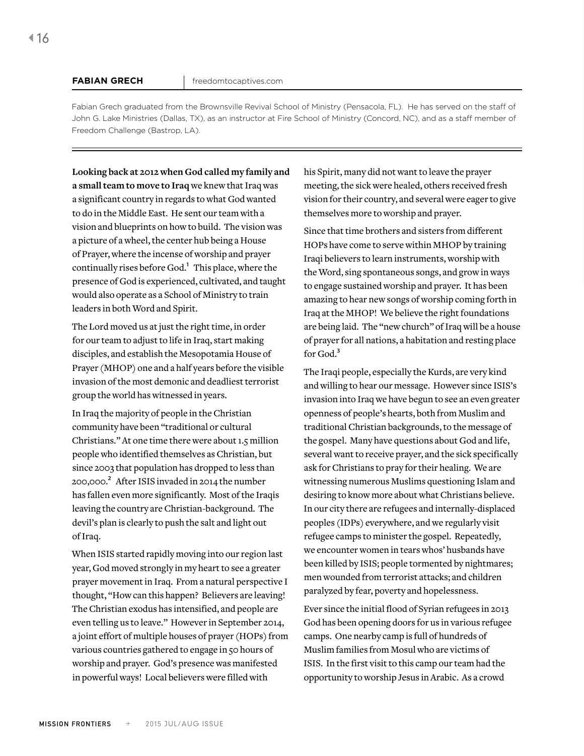**FABIAN GRECH** | freedomtocaptives.com

Fabian Grech graduated from the Brownsville Revival School of Ministry (Pensacola, FL). He has served on the staff of John G. Lake Ministries (Dallas, TX), as an instructor at Fire School of Ministry (Concord, NC), and as a staff member of Freedom Challenge (Bastrop, LA).

---

**Looking back at 2012 when God called my family and a small team to move to Iraq** we knew that Iraq was a significant country in regards to what God wanted to do in the Middle East. He sent our team with a vision and blueprints on how to build. The vision was a picture of a wheel, the center hub being a House of Prayer, where the incense of worship and prayer continually rises before God.[1] This place, where the presence of God is experienced, cultivated, and taught would also operate as a School of Ministry to train leaders in both Word and Spirit.

The Lord moved us at just the right time, in order for our team to adjust to life in Iraq, start making disciples, and establish the Mesopotamia House of Prayer (MHOP) one and a half years before the visible invasion of the most demonic and deadliest terrorist group the world has witnessed in years.

In Iraq the majority of people in the Christian community have been "traditional or cultural Christians." At one time there were about 1.5 million people who identified themselves as Christian, but since 2003 that population has dropped to less than 200,000.[2] After ISIS invaded in 2014 the number has fallen even more significantly. Most of the Iraqis leaving the country are Christian-background. The devil's plan is clearly to push the salt and light out of Iraq.

When ISIS started rapidly moving into our region last year, God moved strongly in my heart to see a greater prayer movement in Iraq. From a natural perspective I thought, "How can this happen? Believers are leaving! The Christian exodus has intensified, and people are even telling us to leave." However in September 2014, a joint effort of multiple houses of prayer (HOPs) from various countries gathered to engage in 50 hours of worship and prayer. God's presence was manifested in powerful ways! Local believers were filled with his Spirit, many did not want to leave the prayer meeting, the sick were healed, others received fresh vision for their country, and several were eager to give themselves more to worship and prayer.

Since that time brothers and sisters from different HOPs have come to serve within MHOP by training Iraqi believers to learn instruments, worship with the Word, sing spontaneous songs, and grow in ways to engage sustained worship and prayer. It has been amazing to hear new songs of worship coming forth in Iraq at the MHOP! We believe the right foundations are being laid. The "new church" of Iraq will be a house of prayer for all nations, a habitation and resting place for God.[3]

The Iraqi people, especially the Kurds, are very kind and willing to hear our message. However since ISIS's invasion into Iraq we have begun to see an even greater openness of people's hearts, both from Muslim and traditional Christian backgrounds, to the message of the gospel. Many have questions about God and life, several want to receive prayer, and the sick specifically ask for Christians to pray for their healing. We are witnessing numerous Muslims questioning Islam and desiring to know more about what Christians believe. In our city there are refugees and internally-displaced peoples (IDPs) everywhere, and we regularly visit refugee camps to minister the gospel. Repeatedly, we encounter women in tears whos' husbands have been killed by ISIS; people tormented by nightmares; men wounded from terrorist attacks; and children paralyzed by fear, poverty and hopelessness.

Ever since the initial flood of Syrian refugees in 2013 God has been opening doors for us in various refugee camps. One nearby camp is full of hundreds of Muslim families from Mosul who are victims of ISIS. In the first visit to this camp our team had the opportunity to worship Jesus in Arabic. As a crowd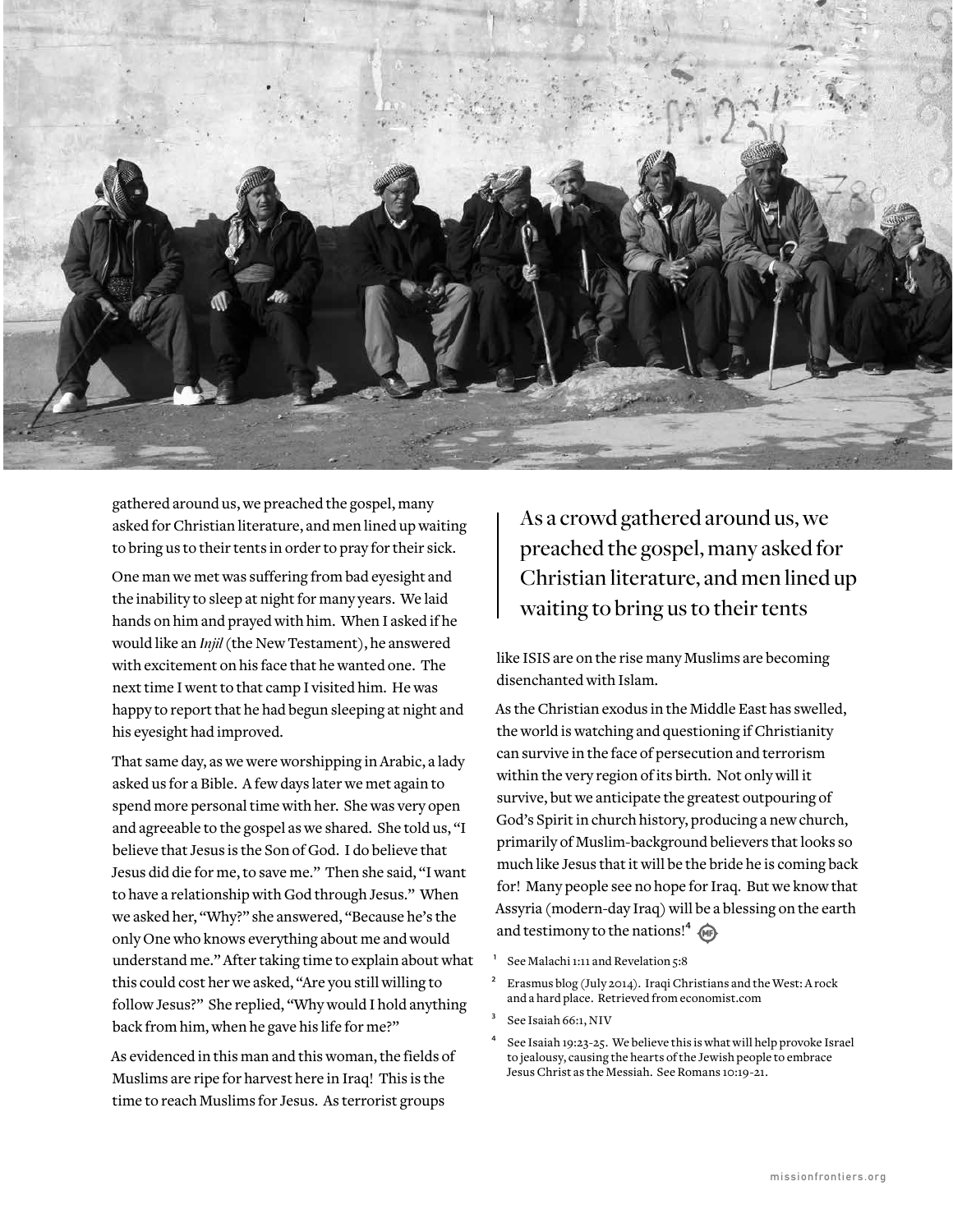gathered around us, we preached the gospel, many asked for Christian literature, and men lined up waiting to bring us to their tents in order to pray for their sick.

One man we met was suffering from bad eyesight and the inability to sleep at night for many years. We laid hands on him and prayed with him. When I asked if he would like an *Injil* (the New Testament), he answered with excitement on his face that he wanted one. The next time I went to that camp I visited him. He was happy to report that he had begun sleeping at night and his eyesight had improved.

That same day, as we were worshipping in Arabic, a lady asked us for a Bible. A few days later we met again to spend more personal time with her. She was very open and agreeable to the gospel as we shared. She told us, "I believe that Jesus is the Son of God. I do believe that Jesus did die for me, to save me." Then she said, "I want to have a relationship with God through Jesus." When we asked her, "Why?" she answered, "Because he's the only One who knows everything about me and would understand me." After taking time to explain about what this could cost her we asked, "Are you still willing to follow Jesus?" She replied, "Why would I hold anything back from him, when he gave his life for me?"

As evidenced in this man and this woman, the fields of Muslims are ripe for harvest here in Iraq! This is the time to reach Muslims for Jesus. As terrorist groups like ISIS are on the rise many Muslims are becoming disenchanted with Islam.

> As a crowd gathered around us, we preached the gospel, many asked for Christian literature, and men lined up waiting to bring us to their tents

As the Christian exodus in the Middle East has swelled, the world is watching and questioning if Christianity can survive in the face of persecution and terrorism within the very region of its birth. Not only will it survive, but we anticipate the greatest outpouring of God's Spirit in church history, producing a new church, primarily of Muslim-background believers that looks so much like Jesus that it will be the bride he is coming back for! Many people see no hope for Iraq. But we know that Assyria (modern-day Iraq) will be a blessing on the earth and testimony to the nations![4]

1 See Malachi 1:11 and Revelation 5:8

2 Erasmus blog (July 2014). Iraqi Christians and the West: A rock and a hard place. Retrieved from economist.com

3 See Isaiah 66:1, NIV

4 See Isaiah 19:23-25. We believe this is what will help provoke Israel to jealousy, causing the hearts of the Jewish people to embrace Jesus Christ as the Messiah. See Romans 10:19-21.